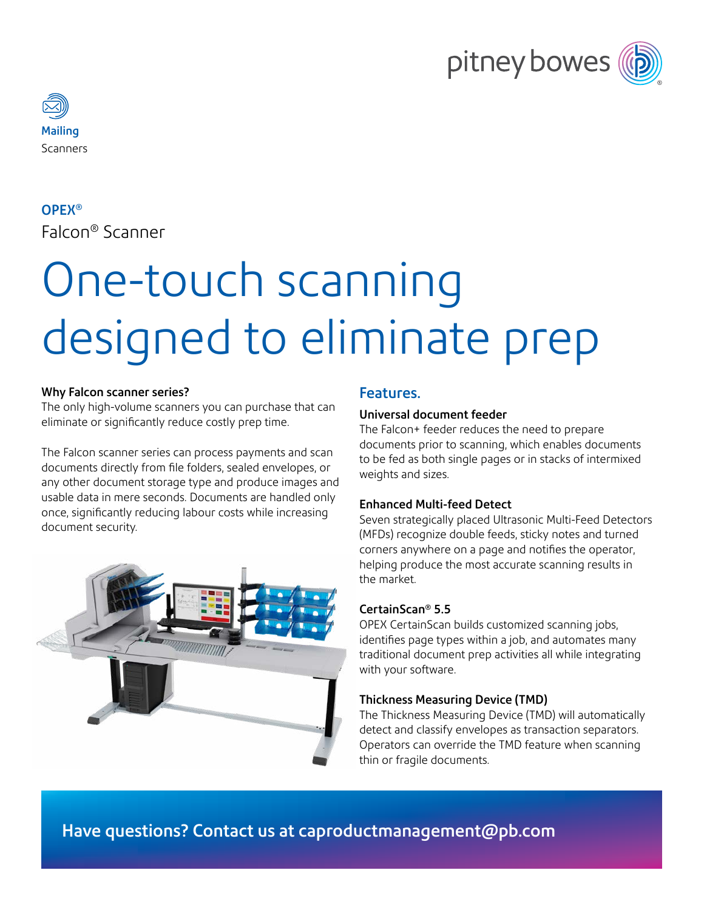Mailing

Scanners

**OPEX®**

Falcon® Scanner

# One-touch scanning designed to eliminate prep

**Why Falcon scanner series?**

The only high-volume scanners you can purchase that can eliminate or significantly reduce costly prep time.

The Falcon scanner series can process payments and scan documents directly from file folders, sealed envelopes, or any other document storage type and produce images and usable data in mere seconds. Documents are handled only once, significantly reducing labour costs while increasing document security.

## Features.

**Universal document feeder**

The Falcon+ feeder reduces the need to prepare documents prior to scanning, which enables documents to be fed as both single pages or in stacks of intermixed weights and sizes.

**Enhanced Multi-feed Detect**

Seven strategically placed Ultrasonic Multi-Feed Detectors (MFDs) recognize double feeds, sticky notes and turned corners anywhere on a page and notifies the operator, helping produce the most accurate scanning results in the market.

**CertainScan® 5.5**

OPEX CertainScan builds customized scanning jobs, identifies page types within a job, and automates many traditional document prep activities all while integrating with your software.

**Thickness Measuring Device (TMD)**

The Thickness Measuring Device (TMD) will automatically detect and classify envelopes as transaction separators. Operators can override the TMD feature when scanning thin or fragile documents.

**Have questions? Contact us at caproductmanagement@pb.com**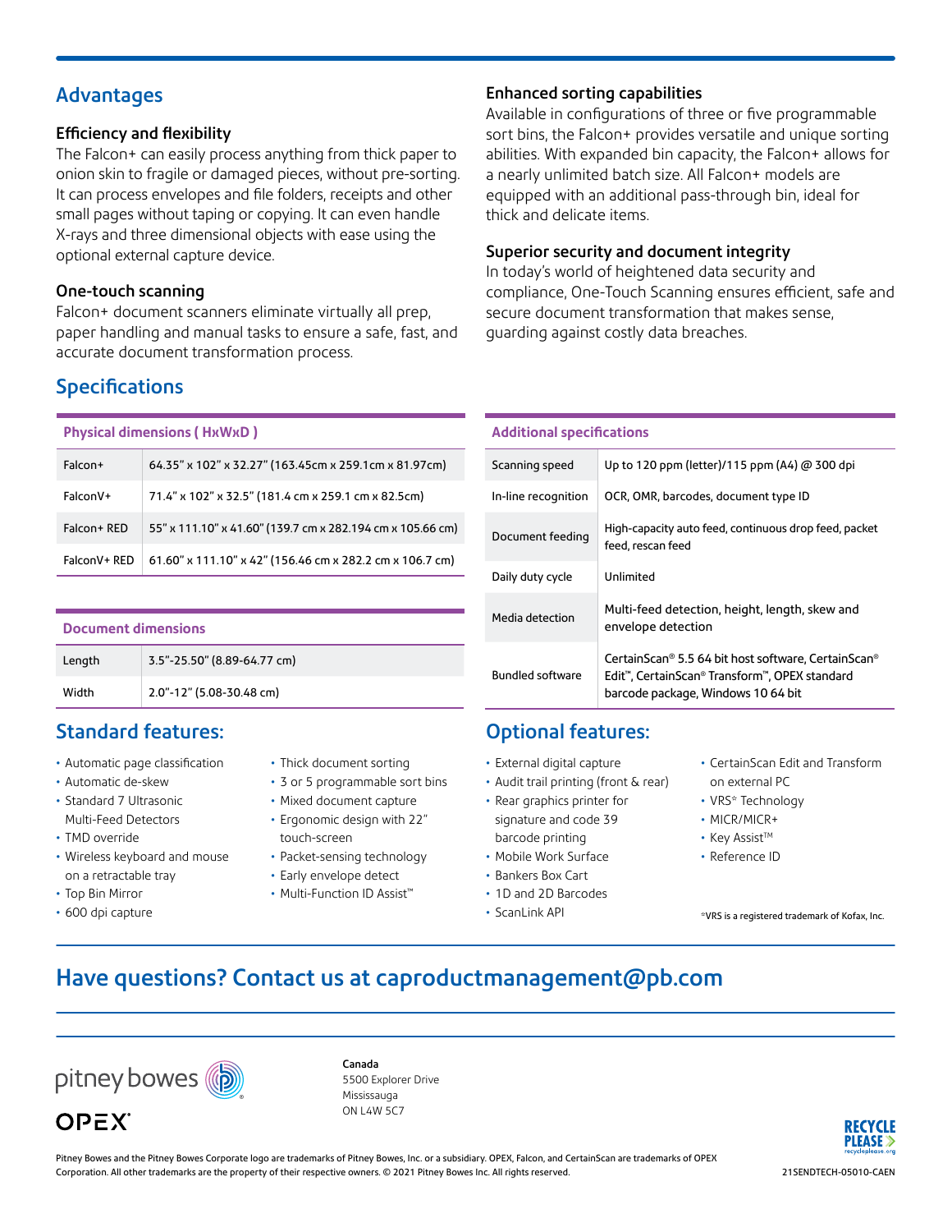## Advantages

### Efficiency and flexibility

The Falcon+ can easily process anything from thick paper to onion skin to fragile or damaged pieces, without pre-sorting. It can process envelopes and file folders, receipts and other small pages without taping or copying. It can even handle X-rays and three dimensional objects with ease using the optional external capture device.

### One-touch scanning

Falcon+ document scanners eliminate virtually all prep, paper handling and manual tasks to ensure a safe, fast, and accurate document transformation process.

### Enhanced sorting capabilities

Available in configurations of three or five programmable sort bins, the Falcon+ provides versatile and unique sorting abilities. With expanded bin capacity, the Falcon+ allows for a nearly unlimited batch size. All Falcon+ models are equipped with an additional pass-through bin, ideal for thick and delicate items.

### Superior security and document integrity

In today's world of heightened data security and compliance, One-Touch Scanning ensures efficient, safe and secure document transformation that makes sense, guarding against costly data breaches.

## Specifications

| Physical dimensions ( HxWxD ) | |
|---|---|
| Falcon+ | 64.35" x 102" x 32.27" (163.45cm x 259.1cm x 81.97cm) |
| FalconV+ | 71.4" x 102" x 32.5" (181.4 cm x 259.1 cm x 82.5cm) |
| Falcon+ RED | 55" x 111.10" x 41.60" (139.7 cm x 282.194 cm x 105.66 cm) |
| FalconV+ RED | 61.60" x 111.10" x 42" (156.46 cm x 282.2 cm x 106.7 cm) |

| Document dimensions | |
|---|---|
| Length | 3.5"-25.50" (8.89-64.77 cm) |
| Width | 2.0"-12" (5.08-30.48 cm) |

| Additional specifications | |
|---|---|
| Scanning speed | Up to 120 ppm (letter)/115 ppm (A4) @ 300 dpi |
| In-line recognition | OCR, OMR, barcodes, document type ID |
| Document feeding | High-capacity auto feed, continuous drop feed, packet feed, rescan feed |
| Daily duty cycle | Unlimited |
| Media detection | Multi-feed detection, height, length, skew and envelope detection |
| Bundled software | CertainScan® 5.5 64 bit host software, CertainScan® Edit™, CertainScan® Transform™, OPEX standard barcode package, Windows 10 64 bit |

## Standard features:

- Automatic page classification
- Automatic de-skew
- Standard 7 Ultrasonic Multi-Feed Detectors
- TMD override
- Wireless keyboard and mouse on a retractable tray
- Top Bin Mirror
- 600 dpi capture
- Thick document sorting
- 3 or 5 programmable sort bins
- Mixed document capture
- Ergonomic design with 22" touch-screen
- Packet-sensing technology
- Early envelope detect
- Multi-Function ID Assist™

## Optional features:

- External digital capture
- Audit trail printing (front & rear)
- Rear graphics printer for signature and code 39 barcode printing
- Mobile Work Surface
- Bankers Box Cart
- 1D and 2D Barcodes
- ScanLink API
- CertainScan Edit and Transform on external PC
- VRS* Technology
- MICR/MICR+
- Key Assist™
- Reference ID

*VRS is a registered trademark of Kofax, Inc.

## Have questions? Contact us at caproductmanagement@pb.com

pitney bowes

OPEX

**Canada**
5500 Explorer Drive
Mississauga
ON L4W 5C7

Pitney Bowes and the Pitney Bowes Corporate logo are trademarks of Pitney Bowes, Inc. or a subsidiary. OPEX, Falcon, and CertainScan are trademarks of OPEX Corporation. All other trademarks are the property of their respective owners. © 2021 Pitney Bowes Inc. All rights reserved.

RECYCLE PLEASE recycleplease.org

21SENDTECH-05010-CAEN